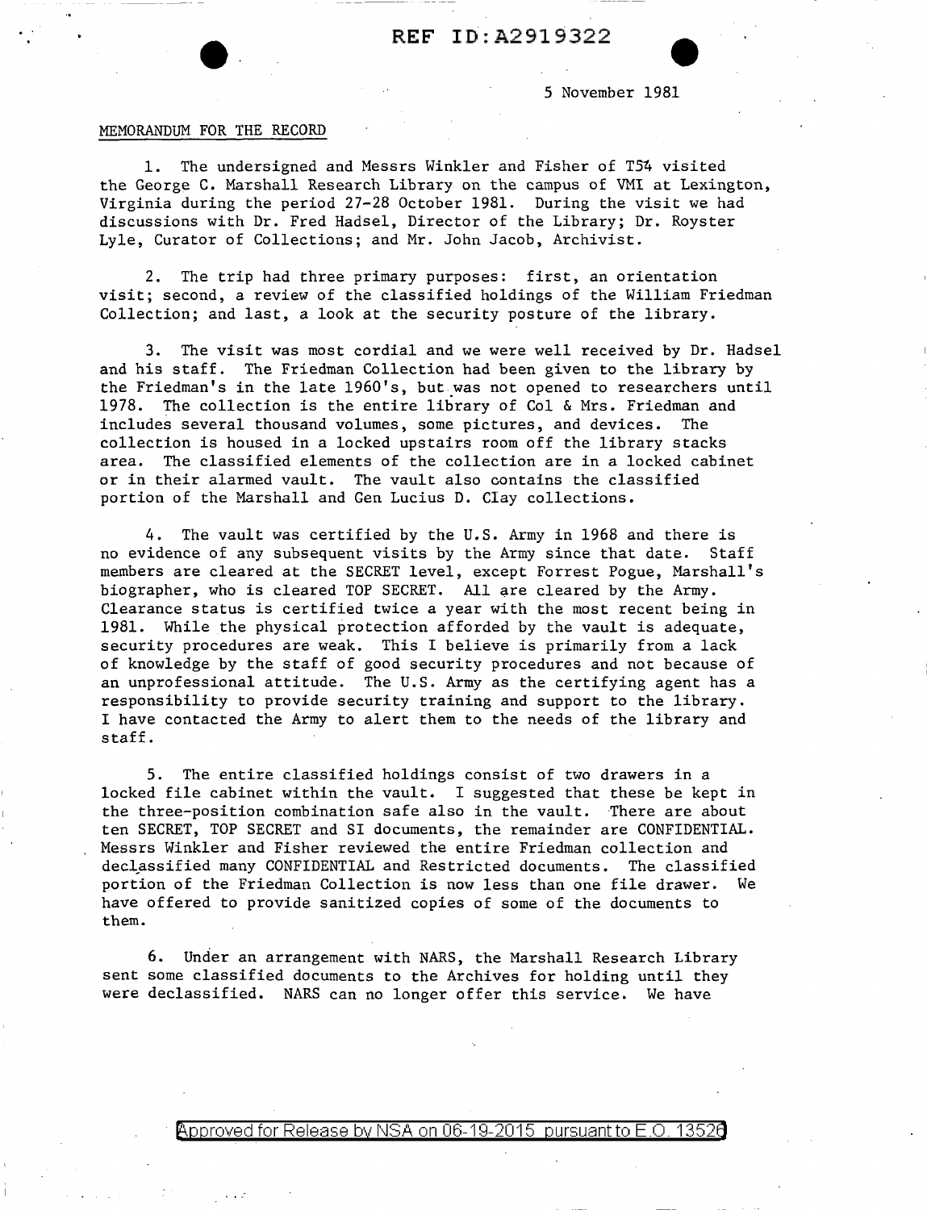5 November 1981

MEMORANDUM FOR THE RECORD

1. The undersigned and Messrs Winkler and Fisher of T54 visited the George C. Marshall Research Library on the campus of VMI at Lexington, Virginia during the period 27-28 October 1981. During the visit we had discussions with Dr. Fred Hadsel, Director of the Library; Dr. Royster Lyle, Curator of Collections; and Mr. John Jacob, Archivist.

2. The trip had three primary purposes: first, an orientation visit; second, a review of the classified holdings of the William Friedman Collection; and last, a look at the security posture of the library.

3. The visit was most cordial and we were well received by Dr. Hadsel and his staff. The Friedman Collection had been given to the library by the Friedman's in the late 1960's, but was not opened to researchers until 1978. The collection is the entire library of Col & Mrs. Friedman and includes several thousand volumes, some pictures, and devices. The collection is housed in a locked upstairs room off the library stacks area. The classified elements of the collection are in a locked cabinet or in their alarmed vault. The vault also contains the classified portion of the Marshall and Gen Lucius D. Clay collections.

4. The vault was certified by the U.S. Army in 1968 and there is no evidence of any subsequent visits by the Army since that date. Staff members are cleared at the SECRET level, except Forrest Pogue, Marshall's biographer, who is cleared TOP SECRET. All are cleared by the Army. Clearance status is certified twice a year with the most recent being in 1981. While the physical protection afforded by the vault is adequate, security procedures are weak. This I believe is primarily from a lack of knowledge by the staff of good security procedures and not because of an unprofessional attitude. The U.S. Army as the certifying agent has a responsibility to provide security training and support to the library. I have contacted the Army to alert them to the needs of the library and staff.

5. The entire classified holdings consist of two drawers in a locked file cabinet within the vault. I suggested that these be kept in the three-position combination safe also in the vault. There are about ten SECRET, TOP SECRET and SI documents, the remainder are CONFIDENTIAL. Messrs Winkler and Fisher reviewed the entire Friedman collection and declassified many CONFIDENTIAL and Restricted documents. The classified portion of the Friedman Collection is now less than one file drawer. We have offered to provide sanitized copies of some of the documents to them.

6. Under an arrangement with NARS, the Marshall Research Library sent some classified documents to the Archives for holding until they were declassified. NARS can no longer offer this service. We have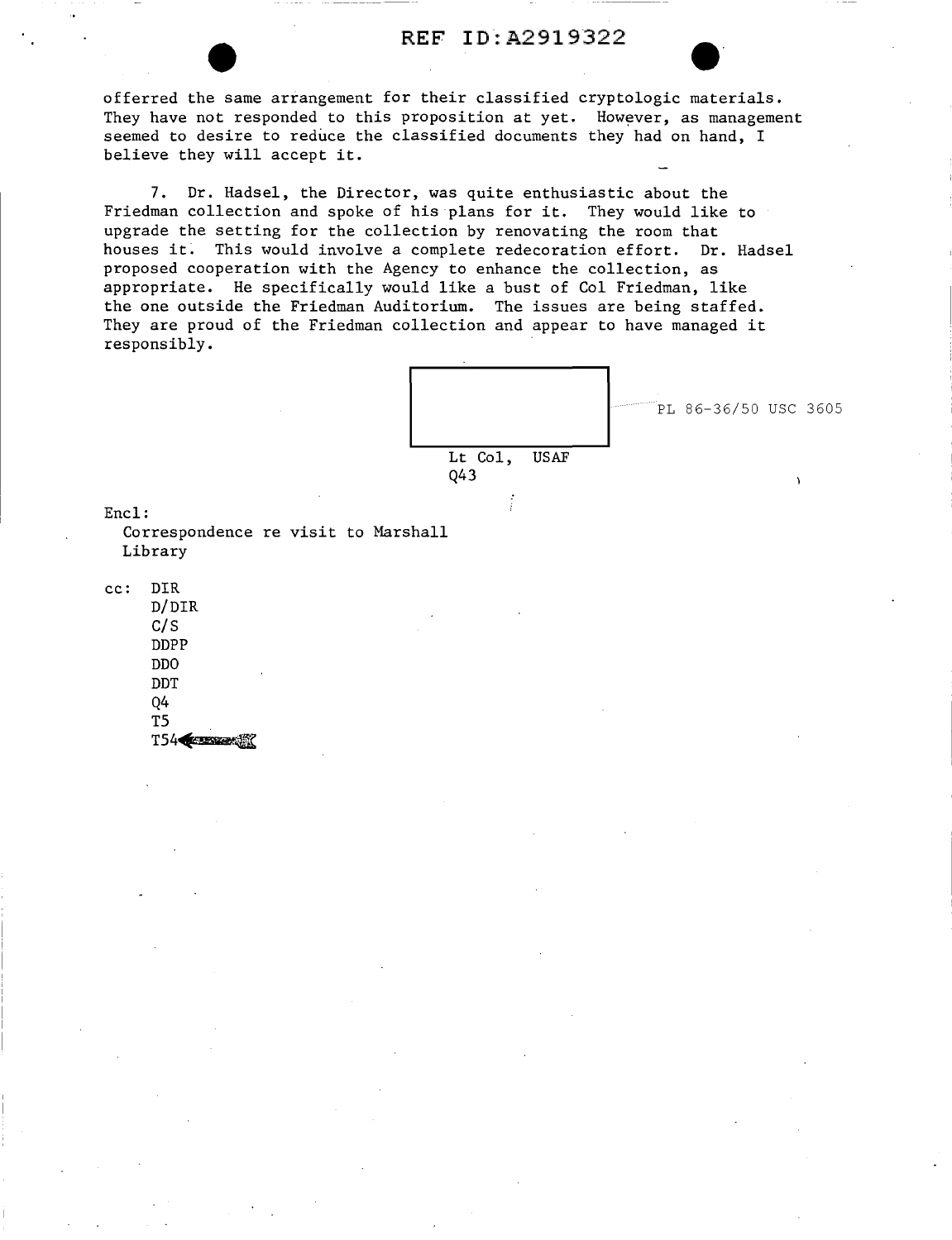offerred the same arrangement for their classified cryptologic materials. They have not responded to this proposition at yet. However, as management seemed to desire to reduce the classified documents they had on hand, I believe they will accept it.

7. Dr. Hadsel, the Director, was quite enthusiastic about the Friedman collection and spoke of his plans for it. They would like to upgrade the setting for the collection by renovating the room that houses it. This would involve a complete redecoration effort. Dr. Hadsel proposed cooperation with the Agency to enhance the collection, as appropriate. He specifically would like a bust of Col Friedman, like the one outside the Friedman Auditorium. The issues are being staffed. They are proud of the Friedman collection and appear to have managed it responsibly.

PL 86-36/50 USC 3605

Lt Col, USAF
Q43

Encl:
Correspondence re visit to Marshall Library

cc: DIR
D/DIR
C/S
DDPP
DDO
DDT
Q4
T5
T54